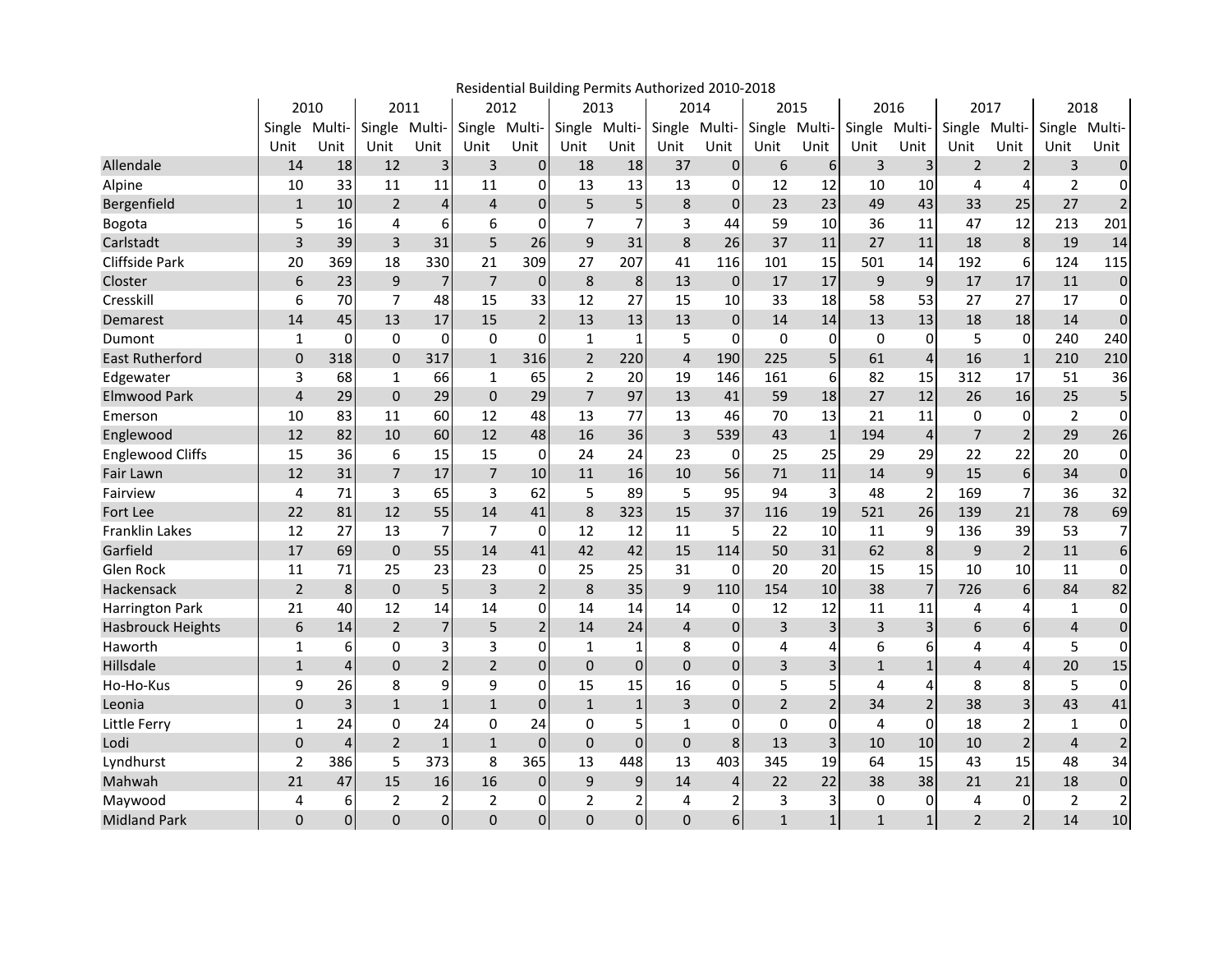Residential Building Permits Authorized 2010-2018

| | 2010 | | 2011 | | 2012 | | 2013 | | 2014 | | 2015 | | 2016 | | 2017 | | 2018 | |
|---|---|---|---|---|---|---|---|---|---|---|---|---|---|---|---|---|---|---|
| | Single Unit | Multi-Unit | Single Unit | Multi-Unit | Single Unit | Multi-Unit | Single Unit | Multi-Unit | Single Unit | Multi-Unit | Single Unit | Multi-Unit | Single Unit | Multi-Unit | Single Unit | Multi-Unit | Single Unit | Multi-Unit |
| Allendale | 14 | 18 | 12 | 3 | 3 | 0 | 18 | 18 | 37 | 0 | 6 | 6 | 3 | 3 | 2 | 2 | 3 | 0 |
| Alpine | 10 | 33 | 11 | 11 | 11 | 0 | 13 | 13 | 13 | 0 | 12 | 12 | 10 | 10 | 4 | 4 | 2 | 0 |
| Bergenfield | 1 | 10 | 2 | 4 | 4 | 0 | 5 | 5 | 8 | 0 | 23 | 23 | 49 | 43 | 33 | 25 | 27 | 2 |
| Bogota | 5 | 16 | 4 | 6 | 6 | 0 | 7 | 7 | 3 | 44 | 59 | 10 | 36 | 11 | 47 | 12 | 213 | 201 |
| Carlstadt | 3 | 39 | 3 | 31 | 5 | 26 | 9 | 31 | 8 | 26 | 37 | 11 | 27 | 11 | 18 | 8 | 19 | 14 |
| Cliffside Park | 20 | 369 | 18 | 330 | 21 | 309 | 27 | 207 | 41 | 116 | 101 | 15 | 501 | 14 | 192 | 6 | 124 | 115 |
| Closter | 6 | 23 | 9 | 7 | 7 | 0 | 8 | 8 | 13 | 0 | 17 | 17 | 9 | 9 | 17 | 17 | 11 | 0 |
| Cresskill | 6 | 70 | 7 | 48 | 15 | 33 | 12 | 27 | 15 | 10 | 33 | 18 | 58 | 53 | 27 | 27 | 17 | 0 |
| Demarest | 14 | 45 | 13 | 17 | 15 | 2 | 13 | 13 | 13 | 0 | 14 | 14 | 13 | 13 | 18 | 18 | 14 | 0 |
| Dumont | 1 | 0 | 0 | 0 | 0 | 0 | 1 | 1 | 5 | 0 | 0 | 0 | 0 | 0 | 5 | 0 | 240 | 240 |
| East Rutherford | 0 | 318 | 0 | 317 | 1 | 316 | 2 | 220 | 4 | 190 | 225 | 5 | 61 | 4 | 16 | 1 | 210 | 210 |
| Edgewater | 3 | 68 | 1 | 66 | 1 | 65 | 2 | 20 | 19 | 146 | 161 | 6 | 82 | 15 | 312 | 17 | 51 | 36 |
| Elmwood Park | 4 | 29 | 0 | 29 | 0 | 29 | 7 | 97 | 13 | 41 | 59 | 18 | 27 | 12 | 26 | 16 | 25 | 5 |
| Emerson | 10 | 83 | 11 | 60 | 12 | 48 | 13 | 77 | 13 | 46 | 70 | 13 | 21 | 11 | 0 | 0 | 2 | 0 |
| Englewood | 12 | 82 | 10 | 60 | 12 | 48 | 16 | 36 | 3 | 539 | 43 | 1 | 194 | 4 | 7 | 2 | 29 | 26 |
| Englewood Cliffs | 15 | 36 | 6 | 15 | 15 | 0 | 24 | 24 | 23 | 0 | 25 | 25 | 29 | 29 | 22 | 22 | 20 | 0 |
| Fair Lawn | 12 | 31 | 7 | 17 | 7 | 10 | 11 | 16 | 10 | 56 | 71 | 11 | 14 | 9 | 15 | 6 | 34 | 0 |
| Fairview | 4 | 71 | 3 | 65 | 3 | 62 | 5 | 89 | 5 | 95 | 94 | 3 | 48 | 2 | 169 | 7 | 36 | 32 |
| Fort Lee | 22 | 81 | 12 | 55 | 14 | 41 | 8 | 323 | 15 | 37 | 116 | 19 | 521 | 26 | 139 | 21 | 78 | 69 |
| Franklin Lakes | 12 | 27 | 13 | 7 | 7 | 0 | 12 | 12 | 11 | 5 | 22 | 10 | 11 | 9 | 136 | 39 | 53 | 7 |
| Garfield | 17 | 69 | 0 | 55 | 14 | 41 | 42 | 42 | 15 | 114 | 50 | 31 | 62 | 8 | 9 | 2 | 11 | 6 |
| Glen Rock | 11 | 71 | 25 | 23 | 23 | 0 | 25 | 25 | 31 | 0 | 20 | 20 | 15 | 15 | 10 | 10 | 11 | 0 |
| Hackensack | 2 | 8 | 0 | 5 | 3 | 2 | 8 | 35 | 9 | 110 | 154 | 10 | 38 | 7 | 726 | 6 | 84 | 82 |
| Harrington Park | 21 | 40 | 12 | 14 | 14 | 0 | 14 | 14 | 14 | 0 | 12 | 12 | 11 | 11 | 4 | 4 | 1 | 0 |
| Hasbrouck Heights | 6 | 14 | 2 | 7 | 5 | 2 | 14 | 24 | 4 | 0 | 3 | 3 | 3 | 3 | 6 | 6 | 4 | 0 |
| Haworth | 1 | 6 | 0 | 3 | 3 | 0 | 1 | 1 | 8 | 0 | 4 | 4 | 6 | 6 | 4 | 4 | 5 | 0 |
| Hillsdale | 1 | 4 | 0 | 2 | 2 | 0 | 0 | 0 | 0 | 0 | 3 | 3 | 1 | 1 | 4 | 4 | 20 | 15 |
| Ho-Ho-Kus | 9 | 26 | 8 | 9 | 9 | 0 | 15 | 15 | 16 | 0 | 5 | 5 | 4 | 4 | 8 | 8 | 5 | 0 |
| Leonia | 0 | 3 | 1 | 1 | 1 | 0 | 1 | 1 | 3 | 0 | 2 | 2 | 34 | 2 | 38 | 3 | 43 | 41 |
| Little Ferry | 1 | 24 | 0 | 24 | 0 | 24 | 0 | 5 | 1 | 0 | 0 | 0 | 4 | 0 | 18 | 2 | 1 | 0 |
| Lodi | 0 | 4 | 2 | 1 | 1 | 0 | 0 | 0 | 0 | 8 | 13 | 3 | 10 | 10 | 10 | 2 | 4 | 2 |
| Lyndhurst | 2 | 386 | 5 | 373 | 8 | 365 | 13 | 448 | 13 | 403 | 345 | 19 | 64 | 15 | 43 | 15 | 48 | 34 |
| Mahwah | 21 | 47 | 15 | 16 | 16 | 0 | 9 | 9 | 14 | 4 | 22 | 22 | 38 | 38 | 21 | 21 | 18 | 0 |
| Maywood | 4 | 6 | 2 | 2 | 2 | 0 | 2 | 2 | 4 | 2 | 3 | 3 | 0 | 0 | 4 | 0 | 2 | 2 |
| Midland Park | 0 | 0 | 0 | 0 | 0 | 0 | 0 | 0 | 0 | 6 | 1 | 1 | 1 | 1 | 2 | 2 | 14 | 10 |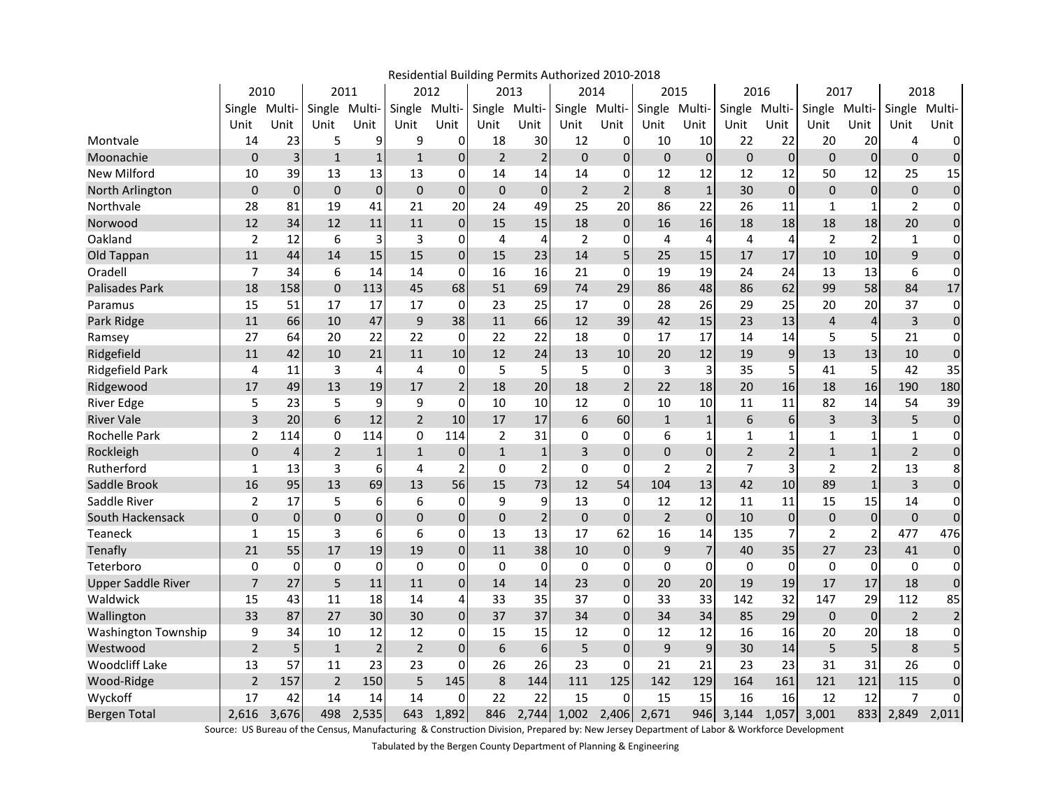Residential Building Permits Authorized 2010-2018

| | 2010 | | 2011 | | 2012 | | 2013 | | 2014 | | 2015 | | 2016 | | 2017 | | 2018 | |
|---|---|---|---|---|---|---|---|---|---|---|---|---|---|---|---|---|---|---|
| | Single Unit | Multi-Unit | Single Unit | Multi-Unit | Single Unit | Multi-Unit | Single Unit | Multi-Unit | Single Unit | Multi-Unit | Single Unit | Multi-Unit | Single Unit | Multi-Unit | Single Unit | Multi-Unit | Single Unit | Multi-Unit |
| Montvale | 14 | 23 | 5 | 9 | 9 | 0 | 18 | 30 | 12 | 0 | 10 | 10 | 22 | 22 | 20 | 20 | 4 | 0 |
| Moonachie | 0 | 3 | 1 | 1 | 1 | 0 | 2 | 2 | 0 | 0 | 0 | 0 | 0 | 0 | 0 | 0 | 0 | 0 |
| New Milford | 10 | 39 | 13 | 13 | 13 | 0 | 14 | 14 | 14 | 0 | 12 | 12 | 12 | 12 | 50 | 12 | 25 | 15 |
| North Arlington | 0 | 0 | 0 | 0 | 0 | 0 | 0 | 0 | 2 | 2 | 8 | 1 | 30 | 0 | 0 | 0 | 0 | 0 |
| Northvale | 28 | 81 | 19 | 41 | 21 | 20 | 24 | 49 | 25 | 20 | 86 | 22 | 26 | 11 | 1 | 1 | 2 | 0 |
| Norwood | 12 | 34 | 12 | 11 | 11 | 0 | 15 | 15 | 18 | 0 | 16 | 16 | 18 | 18 | 18 | 18 | 20 | 0 |
| Oakland | 2 | 12 | 6 | 3 | 3 | 0 | 4 | 4 | 2 | 0 | 4 | 4 | 4 | 4 | 2 | 2 | 1 | 0 |
| Old Tappan | 11 | 44 | 14 | 15 | 15 | 0 | 15 | 23 | 14 | 5 | 25 | 15 | 17 | 17 | 10 | 10 | 9 | 0 |
| Oradell | 7 | 34 | 6 | 14 | 14 | 0 | 16 | 16 | 21 | 0 | 19 | 19 | 24 | 24 | 13 | 13 | 6 | 0 |
| Palisades Park | 18 | 158 | 0 | 113 | 45 | 68 | 51 | 69 | 74 | 29 | 86 | 48 | 86 | 62 | 99 | 58 | 84 | 17 |
| Paramus | 15 | 51 | 17 | 17 | 17 | 0 | 23 | 25 | 17 | 0 | 28 | 26 | 29 | 25 | 20 | 20 | 37 | 0 |
| Park Ridge | 11 | 66 | 10 | 47 | 9 | 38 | 11 | 66 | 12 | 39 | 42 | 15 | 23 | 13 | 4 | 4 | 3 | 0 |
| Ramsey | 27 | 64 | 20 | 22 | 22 | 0 | 22 | 22 | 18 | 0 | 17 | 17 | 14 | 14 | 5 | 5 | 21 | 0 |
| Ridgefield | 11 | 42 | 10 | 21 | 11 | 10 | 12 | 24 | 13 | 10 | 20 | 12 | 19 | 9 | 13 | 13 | 10 | 0 |
| Ridgefield Park | 4 | 11 | 3 | 4 | 4 | 0 | 5 | 5 | 5 | 0 | 3 | 3 | 35 | 5 | 41 | 5 | 42 | 35 |
| Ridgewood | 17 | 49 | 13 | 19 | 17 | 2 | 18 | 20 | 18 | 2 | 22 | 18 | 20 | 16 | 18 | 16 | 190 | 180 |
| River Edge | 5 | 23 | 5 | 9 | 9 | 0 | 10 | 10 | 12 | 0 | 10 | 10 | 11 | 11 | 82 | 14 | 54 | 39 |
| River Vale | 3 | 20 | 6 | 12 | 2 | 10 | 17 | 17 | 6 | 60 | 1 | 1 | 6 | 6 | 3 | 3 | 5 | 0 |
| Rochelle Park | 2 | 114 | 0 | 114 | 0 | 114 | 2 | 31 | 0 | 0 | 6 | 1 | 1 | 1 | 1 | 1 | 1 | 0 |
| Rockleigh | 0 | 4 | 2 | 1 | 1 | 0 | 1 | 1 | 3 | 0 | 0 | 0 | 2 | 2 | 1 | 1 | 2 | 0 |
| Rutherford | 1 | 13 | 3 | 6 | 4 | 2 | 0 | 2 | 0 | 0 | 2 | 2 | 7 | 3 | 2 | 2 | 13 | 8 |
| Saddle Brook | 16 | 95 | 13 | 69 | 13 | 56 | 15 | 73 | 12 | 54 | 104 | 13 | 42 | 10 | 89 | 1 | 3 | 0 |
| Saddle River | 2 | 17 | 5 | 6 | 6 | 0 | 9 | 9 | 13 | 0 | 12 | 12 | 11 | 11 | 15 | 15 | 14 | 0 |
| South Hackensack | 0 | 0 | 0 | 0 | 0 | 0 | 0 | 2 | 0 | 0 | 2 | 0 | 10 | 0 | 0 | 0 | 0 | 0 |
| Teaneck | 1 | 15 | 3 | 6 | 6 | 0 | 13 | 13 | 17 | 62 | 16 | 14 | 135 | 7 | 2 | 2 | 477 | 476 |
| Tenafly | 21 | 55 | 17 | 19 | 19 | 0 | 11 | 38 | 10 | 0 | 9 | 7 | 40 | 35 | 27 | 23 | 41 | 0 |
| Teterboro | 0 | 0 | 0 | 0 | 0 | 0 | 0 | 0 | 0 | 0 | 0 | 0 | 0 | 0 | 0 | 0 | 0 | 0 |
| Upper Saddle River | 7 | 27 | 5 | 11 | 11 | 0 | 14 | 14 | 23 | 0 | 20 | 20 | 19 | 19 | 17 | 17 | 18 | 0 |
| Waldwick | 15 | 43 | 11 | 18 | 14 | 4 | 33 | 35 | 37 | 0 | 33 | 33 | 142 | 32 | 147 | 29 | 112 | 85 |
| Wallington | 33 | 87 | 27 | 30 | 30 | 0 | 37 | 37 | 34 | 0 | 34 | 34 | 85 | 29 | 0 | 0 | 2 | 2 |
| Washington Township | 9 | 34 | 10 | 12 | 12 | 0 | 15 | 15 | 12 | 0 | 12 | 12 | 16 | 16 | 20 | 20 | 18 | 0 |
| Westwood | 2 | 5 | 1 | 2 | 2 | 0 | 6 | 6 | 5 | 0 | 9 | 9 | 30 | 14 | 5 | 5 | 8 | 5 |
| Woodcliff Lake | 13 | 57 | 11 | 23 | 23 | 0 | 26 | 26 | 23 | 0 | 21 | 21 | 23 | 23 | 31 | 31 | 26 | 0 |
| Wood-Ridge | 2 | 157 | 2 | 150 | 5 | 145 | 8 | 144 | 111 | 125 | 142 | 129 | 164 | 161 | 121 | 121 | 115 | 0 |
| Wyckoff | 17 | 42 | 14 | 14 | 14 | 0 | 22 | 22 | 15 | 0 | 15 | 15 | 16 | 16 | 12 | 12 | 7 | 0 |
| Bergen Total | 2,616 | 3,676 | 498 | 2,535 | 643 | 1,892 | 846 | 2,744 | 1,002 | 2,406 | 2,671 | 946 | 3,144 | 1,057 | 3,001 | 833 | 2,849 | 2,011 |

Source: US Bureau of the Census, Manufacturing & Construction Division, Prepared by: New Jersey Department of Labor & Workforce Development

Tabulated by the Bergen County Department of Planning & Engineering